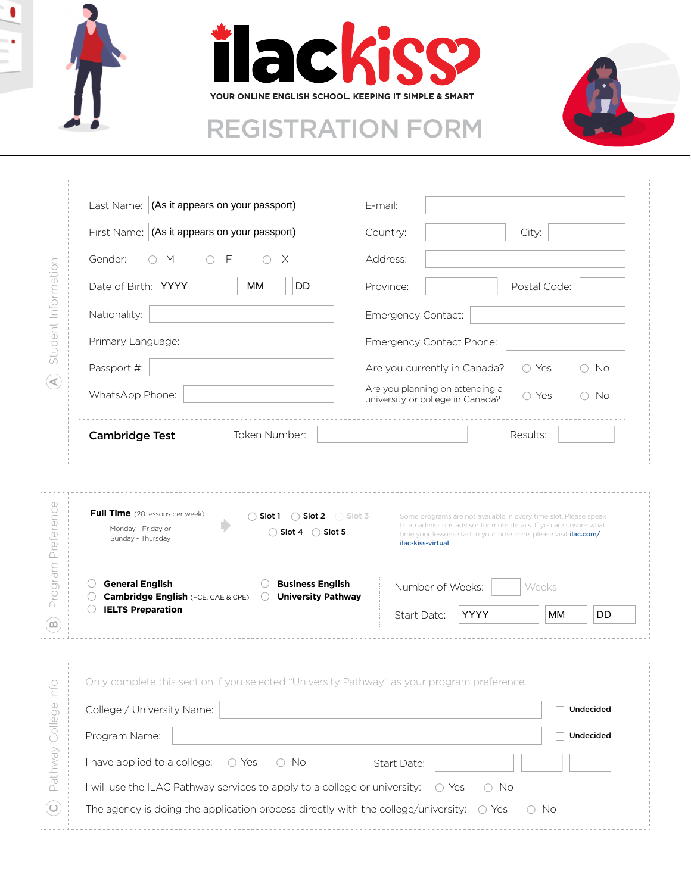# ilackiss

YOUR ONLINE ENGLISH SCHOOL. KEEPING IT SIMPLE & SMART

## REGISTRATION FORM

### Ⓐ Student Information

Last Name: (As it appears on your passport)

First Name: (As it appears on your passport)

Gender: ○ M ○ F ○ X

Date of Birth: YYYY MM DD

Nationality:

Primary Language:

Passport #:

WhatsApp Phone:

E-mail:

Country: City:

Address:

Province: Postal Code:

Emergency Contact:

Emergency Contact Phone:

Are you currently in Canada? ○ Yes ○ No

Are you planning on attending a university or college in Canada? ○ Yes ○ No

**Cambridge Test** Token Number: Results:

### Ⓑ Program Preference

**Full Time** (20 lessons per week)
Monday - Friday or
Sunday - Thursday

○ **Slot 1** ○ **Slot 2** ○ Slot 3
○ **Slot 4** ○ **Slot 5**

Some programs are not available in every time slot. Please speak to an admissions advisor for more details. If you are unsure what time your lessons start in your time zone, please visit [ilac.com/ilac-kiss-virtual](ilac.com/ilac-kiss-virtual)

○ **General English**
○ **Cambridge English** (FCE, CAE & CPE)
○ **IELTS Preparation**
○ **Business English**
○ **University Pathway**

Number of Weeks: Weeks

Start Date: YYYY MM DD

### Ⓒ Pathway College Info

Only complete this section if you selected "University Pathway" as your program preference.

College / University Name: ☐ **Undecided**

Program Name: ☐ **Undecided**

I have applied to a college: ○ Yes ○ No Start Date:

I will use the ILAC Pathway services to apply to a college or university: ○ Yes ○ No

The agency is doing the application process directly with the college/university: ○ Yes ○ No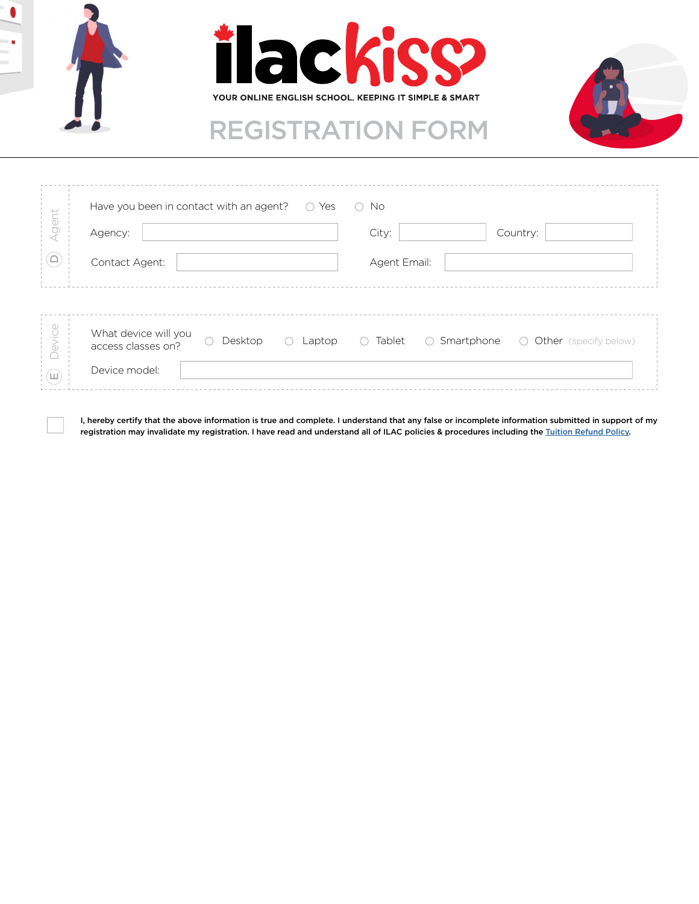# ilackiss

YOUR ONLINE ENGLISH SCHOOL. KEEPING IT SIMPLE & SMART

## REGISTRATION FORM

### D Agent

Have you been in contact with an agent? ○ Yes ○ No

Agency: ______ City: ______ Country: ______

Contact Agent: ______ Agent Email: ______

### E Device

What device will you access classes on? ○ Desktop ○ Laptop ○ Tablet ○ Smartphone ○ Other (specify below)

Device model: ______

☐ **I, hereby certify that the above information is true and complete. I understand that any false or incomplete information submitted in support of my registration may invalidate my registration. I have read and understand all of ILAC policies & procedures including the [Tuition Refund Policy].**